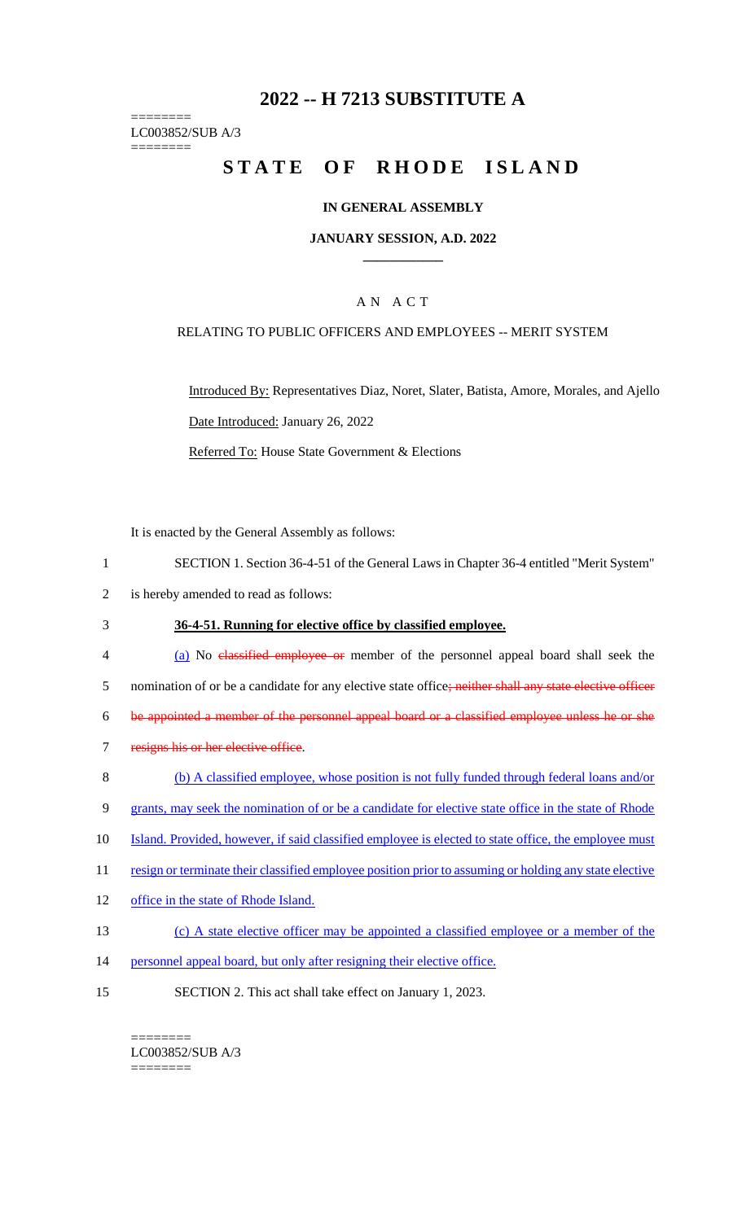# 2022 -- H 7213 SUBSTITUTE A

========
LC003852/SUB A/3
========

# STATE OF RHODE ISLAND

**IN GENERAL ASSEMBLY**

**JANUARY SESSION, A.D. 2022**

A N A C T

RELATING TO PUBLIC OFFICERS AND EMPLOYEES -- MERIT SYSTEM

Introduced By: Representatives Diaz, Noret, Slater, Batista, Amore, Morales, and Ajello

Date Introduced: January 26, 2022

Referred To: House State Government & Elections

It is enacted by the General Assembly as follows:

1 SECTION 1. Section 36-4-51 of the General Laws in Chapter 36-4 entitled "Merit System"
2 is hereby amended to read as follows:

3 **36-4-51. Running for elective office by classified employee.**

4 (a) No ~~classified employee or~~ member of the personnel appeal board shall seek the
5 nomination of or be a candidate for any elective state office~~; neither shall any state elective officer~~
6 ~~be appointed a member of the personnel appeal board or a classified employee unless he or she~~
7 ~~resigns his or her elective office~~.

8 (b) A classified employee, whose position is not fully funded through federal loans and/or
9 grants, may seek the nomination of or be a candidate for elective state office in the state of Rhode
10 Island. Provided, however, if said classified employee is elected to state office, the employee must
11 resign or terminate their classified employee position prior to assuming or holding any state elective
12 office in the state of Rhode Island.

13 (c) A state elective officer may be appointed a classified employee or a member of the
14 personnel appeal board, but only after resigning their elective office.

15 SECTION 2. This act shall take effect on January 1, 2023.

========
LC003852/SUB A/3
========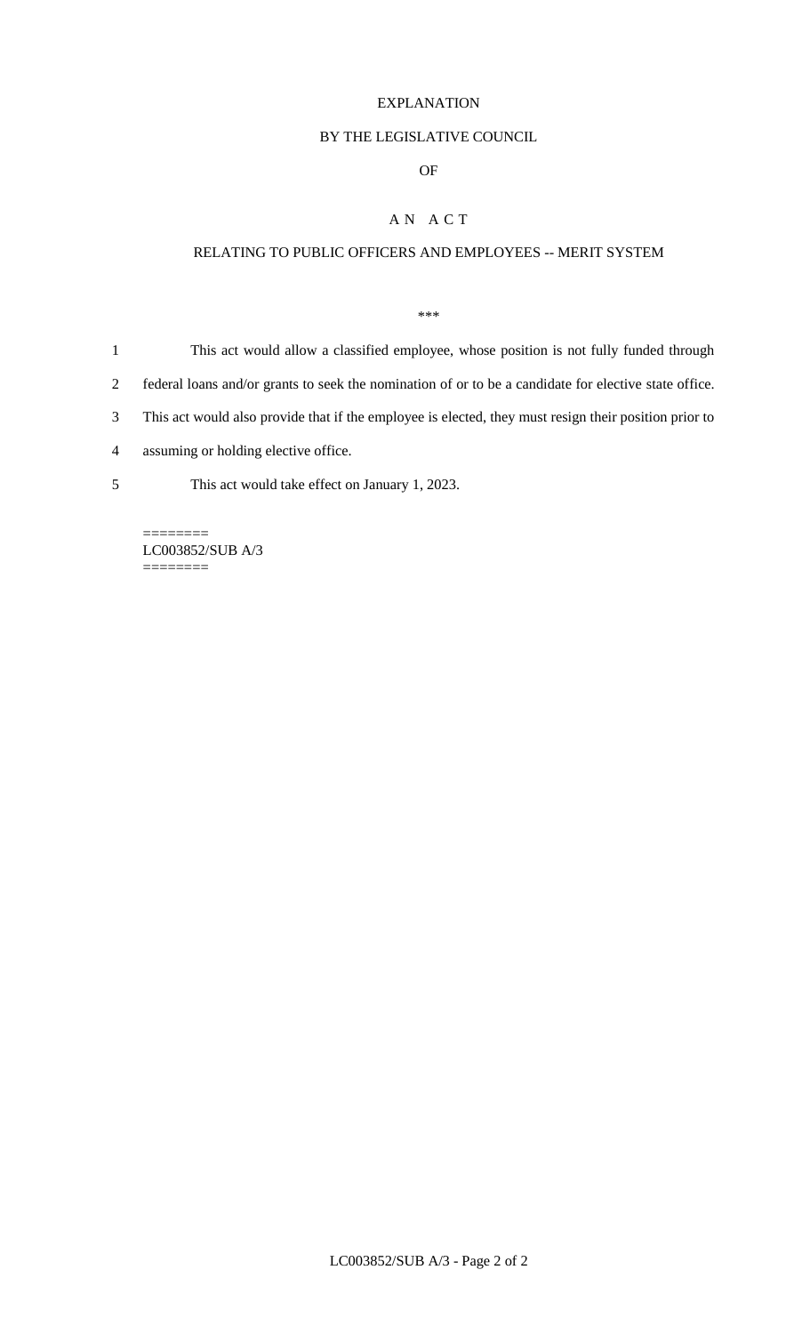EXPLANATION

BY THE LEGISLATIVE COUNCIL

OF

A N A C T

RELATING TO PUBLIC OFFICERS AND EMPLOYEES -- MERIT SYSTEM

***

1 This act would allow a classified employee, whose position is not fully funded through
2 federal loans and/or grants to seek the nomination of or to be a candidate for elective state office.
3 This act would also provide that if the employee is elected, they must resign their position prior to
4 assuming or holding elective office.
5 This act would take effect on January 1, 2023.

========
LC003852/SUB A/3
========